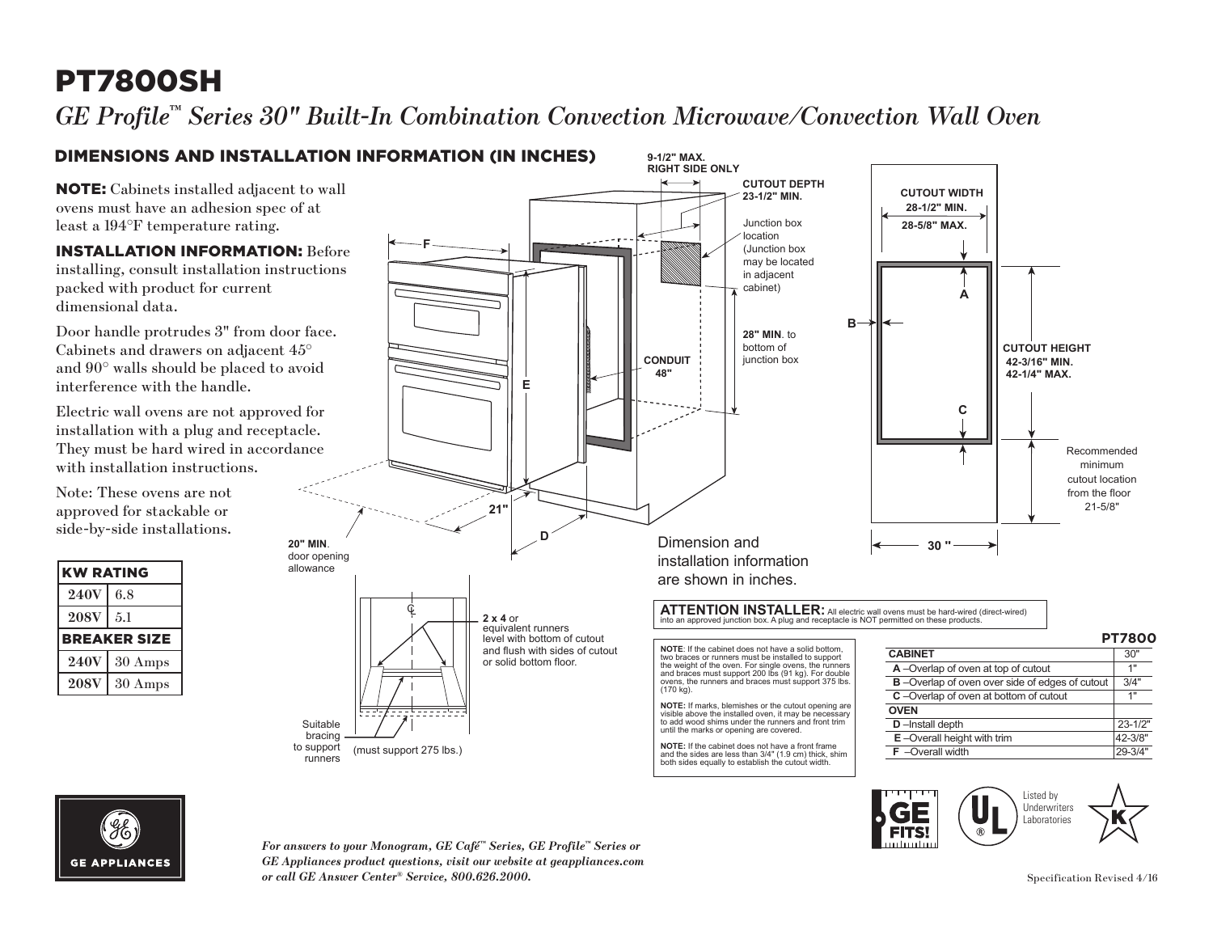# PT7800SH

## *GE Profile™ Series 30" Built-In Combination Convection Microwave/Convection Wall Oven*

## DIMENSIONS AND INSTALLATION INFORMATION (IN INCHES)

**NOTE:** Cabinets installed adjacent to wall ovens must have an adhesion spec of at least a 194°F temperature rating.

**INSTALLATION INFORMATION:** Before installing, consult installation instructions packed with product for current dimensional data.

Door handle protrudes 3" from door face. Cabinets and drawers on adjacent 45° and 90° walls should be placed to avoid interference with the handle.

Electric wall ovens are not approved for installation with a plug and receptacle. They must be hard wired in accordance with installation instructions.

Note: These ovens are not approved for stackable or side-by-side installations.

| KW RATING | |
|---|---|
| 240V | 6.8 |
| 208V | 5.1 |
| **BREAKER SIZE** | |
| 240V | 30 Amps |
| 208V | 30 Amps |

9-1/2" MAX. RIGHT SIDE ONLY

CUTOUT DEPTH 23-1/2" MIN.

Junction box location (Junction box may be located in adjacent cabinet)

28" MIN. to bottom of junction box

CONDUIT 48"

F

E

21"

D

20" MIN. door opening allowance

CUTOUT WIDTH 28-1/2" MIN. 28-5/8" MAX.

A

B

C

CUTOUT HEIGHT 42-3/16" MIN. 42-1/4" MAX.

Recommended minimum cutout location from the floor 21-5/8"

30 "

Dimension and installation information are shown in inches.

2 x 4 or equivalent runners level with bottom of cutout and flush with sides of cutout or solid bottom floor.

Suitable bracing to support runners (must support 275 lbs.)

**ATTENTION INSTALLER:** All electric wall ovens must be hard-wired (direct-wired) into an approved junction box. A plug and receptacle is NOT permitted on these products.

**NOTE**: If the cabinet does not have a solid bottom, two braces or runners must be installed to support the weight of the oven. For single ovens, the runners and braces must support 200 lbs (91 kg). For double ovens, the runners and braces must support 375 lbs. (170 kg).

**NOTE:** If marks, blemishes or the cutout opening are visible above the installed oven, it may be necessary to add wood shims under the runners and front trim until the marks or opening are covered.

**NOTE:** If the cabinet does not have a front frame and the sides are less than 3/4" (1.9 cm) thick, shim both sides equally to establish the cutout width.

| | PT7800 |
|---|---|
| **CABINET** | 30" |
| **A** –Overlap of oven at top of cutout | 1" |
| **B** –Overlap of oven over side of edges of cutout | 3/4" |
| **C** –Overlap of oven at bottom of cutout | 1" |
| **OVEN** | |
| **D** –Install depth | 23-1/2" |
| **E** –Overall height with trim | 42-3/8" |
| **F** –Overall width | 29-3/4" |

Listed by Underwriters Laboratories

*For answers to your Monogram, GE Café™ Series, GE Profile™ Series or GE Appliances product questions, visit our website at geappliances.com or call GE Answer Center® Service, 800.626.2000.*

Specification Revised 4/16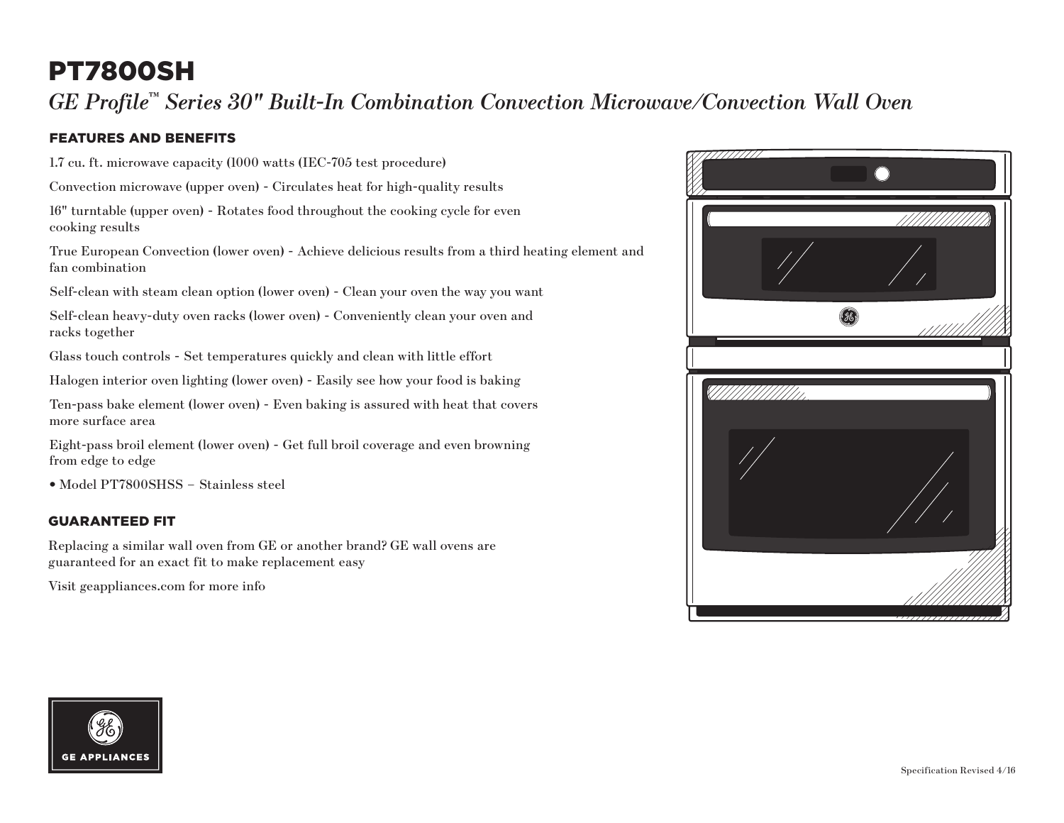# PT7800SH

*GE Profile™ Series 30" Built-In Combination Convection Microwave/Convection Wall Oven*

## FEATURES AND BENEFITS

1.7 cu. ft. microwave capacity (1000 watts (IEC-705 test procedure)

Convection microwave (upper oven) - Circulates heat for high-quality results

16" turntable (upper oven) - Rotates food throughout the cooking cycle for even cooking results

True European Convection (lower oven) - Achieve delicious results from a third heating element and fan combination

Self-clean with steam clean option (lower oven) - Clean your oven the way you want

Self-clean heavy-duty oven racks (lower oven) - Conveniently clean your oven and racks together

Glass touch controls - Set temperatures quickly and clean with little effort

Halogen interior oven lighting (lower oven) - Easily see how your food is baking

Ten-pass bake element (lower oven) - Even baking is assured with heat that covers more surface area

Eight-pass broil element (lower oven) - Get full broil coverage and even browning from edge to edge

- Model PT7800SHSS – Stainless steel

## GUARANTEED FIT

Replacing a similar wall oven from GE or another brand? GE wall ovens are guaranteed for an exact fit to make replacement easy

Visit geappliances.com for more info

GE APPLIANCES

Specification Revised 4/16